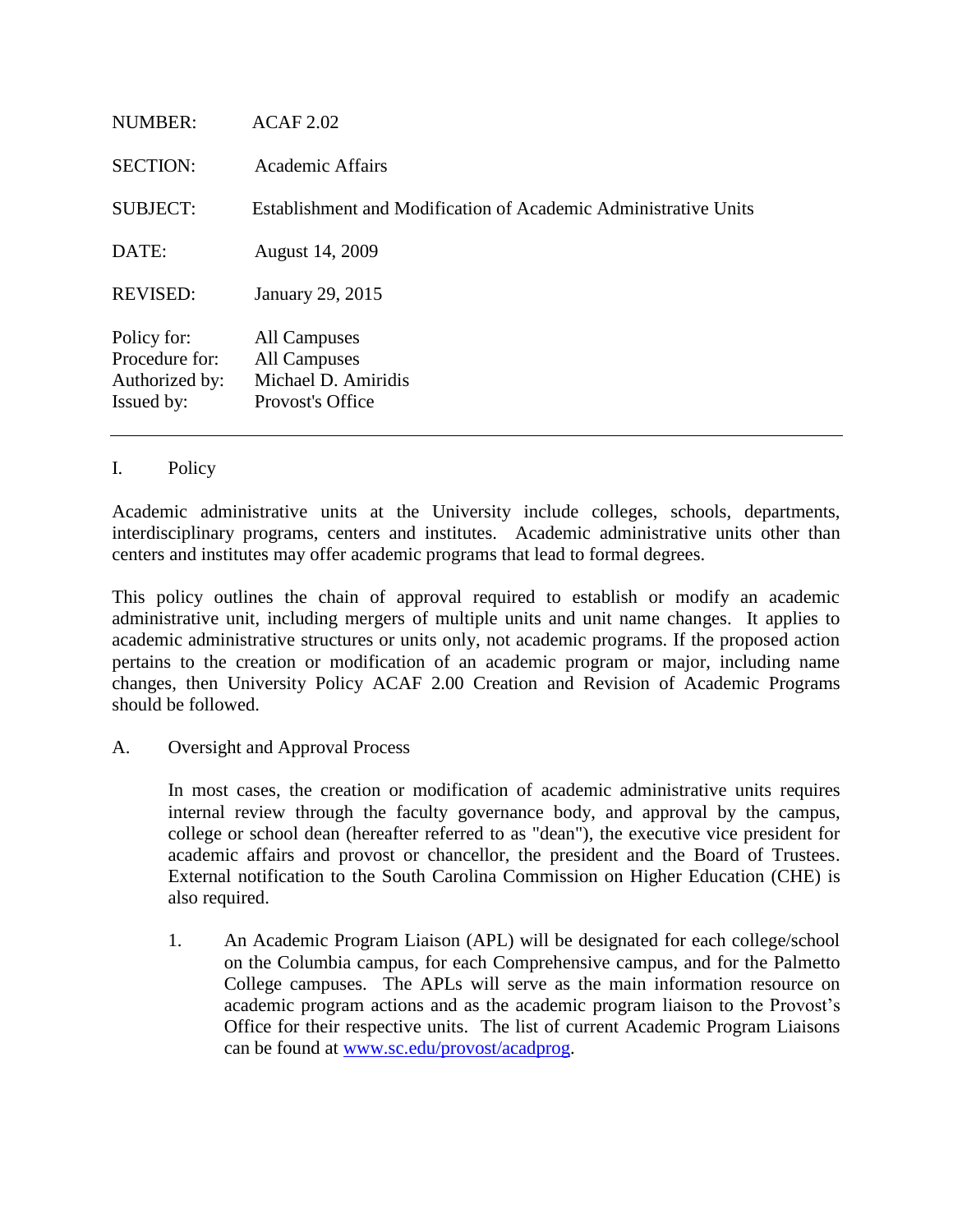| | |
|---|---|
| NUMBER: | ACAF 2.02 |
| SECTION: | Academic Affairs |
| SUBJECT: | Establishment and Modification of Academic Administrative Units |
| DATE: | August 14, 2009 |
| REVISED: | January 29, 2015 |
| Policy for: | All Campuses |
| Procedure for: | All Campuses |
| Authorized by: | Michael D. Amiridis |
| Issued by: | Provost's Office |

---

## I. Policy

Academic administrative units at the University include colleges, schools, departments, interdisciplinary programs, centers and institutes. Academic administrative units other than centers and institutes may offer academic programs that lead to formal degrees.

This policy outlines the chain of approval required to establish or modify an academic administrative unit, including mergers of multiple units and unit name changes. It applies to academic administrative structures or units only, not academic programs. If the proposed action pertains to the creation or modification of an academic program or major, including name changes, then University Policy ACAF 2.00 Creation and Revision of Academic Programs should be followed.

### A. Oversight and Approval Process

In most cases, the creation or modification of academic administrative units requires internal review through the faculty governance body, and approval by the campus, college or school dean (hereafter referred to as "dean"), the executive vice president for academic affairs and provost or chancellor, the president and the Board of Trustees. External notification to the South Carolina Commission on Higher Education (CHE) is also required.

1. An Academic Program Liaison (APL) will be designated for each college/school on the Columbia campus, for each Comprehensive campus, and for the Palmetto College campuses. The APLs will serve as the main information resource on academic program actions and as the academic program liaison to the Provost's Office for their respective units. The list of current Academic Program Liaisons can be found at [www.sc.edu/provost/acadprog](www.sc.edu/provost/acadprog).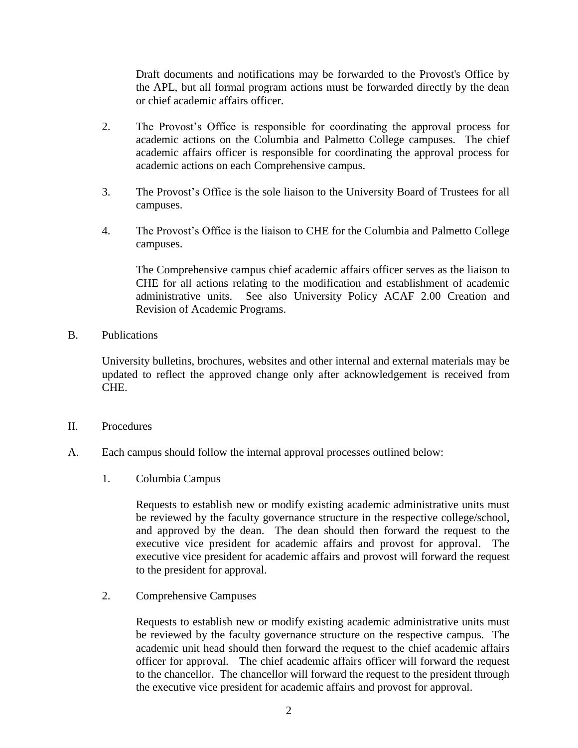Draft documents and notifications may be forwarded to the Provost's Office by the APL, but all formal program actions must be forwarded directly by the dean or chief academic affairs officer.

2. The Provost's Office is responsible for coordinating the approval process for academic actions on the Columbia and Palmetto College campuses. The chief academic affairs officer is responsible for coordinating the approval process for academic actions on each Comprehensive campus.

3. The Provost's Office is the sole liaison to the University Board of Trustees for all campuses.

4. The Provost's Office is the liaison to CHE for the Columbia and Palmetto College campuses.

   The Comprehensive campus chief academic affairs officer serves as the liaison to CHE for all actions relating to the modification and establishment of academic administrative units. See also University Policy ACAF 2.00 Creation and Revision of Academic Programs.

B. Publications

University bulletins, brochures, websites and other internal and external materials may be updated to reflect the approved change only after acknowledgement is received from CHE.

II. Procedures

A. Each campus should follow the internal approval processes outlined below:

1. Columbia Campus

   Requests to establish new or modify existing academic administrative units must be reviewed by the faculty governance structure in the respective college/school, and approved by the dean. The dean should then forward the request to the executive vice president for academic affairs and provost for approval. The executive vice president for academic affairs and provost will forward the request to the president for approval.

2. Comprehensive Campuses

   Requests to establish new or modify existing academic administrative units must be reviewed by the faculty governance structure on the respective campus. The academic unit head should then forward the request to the chief academic affairs officer for approval. The chief academic affairs officer will forward the request to the chancellor. The chancellor will forward the request to the president through the executive vice president for academic affairs and provost for approval.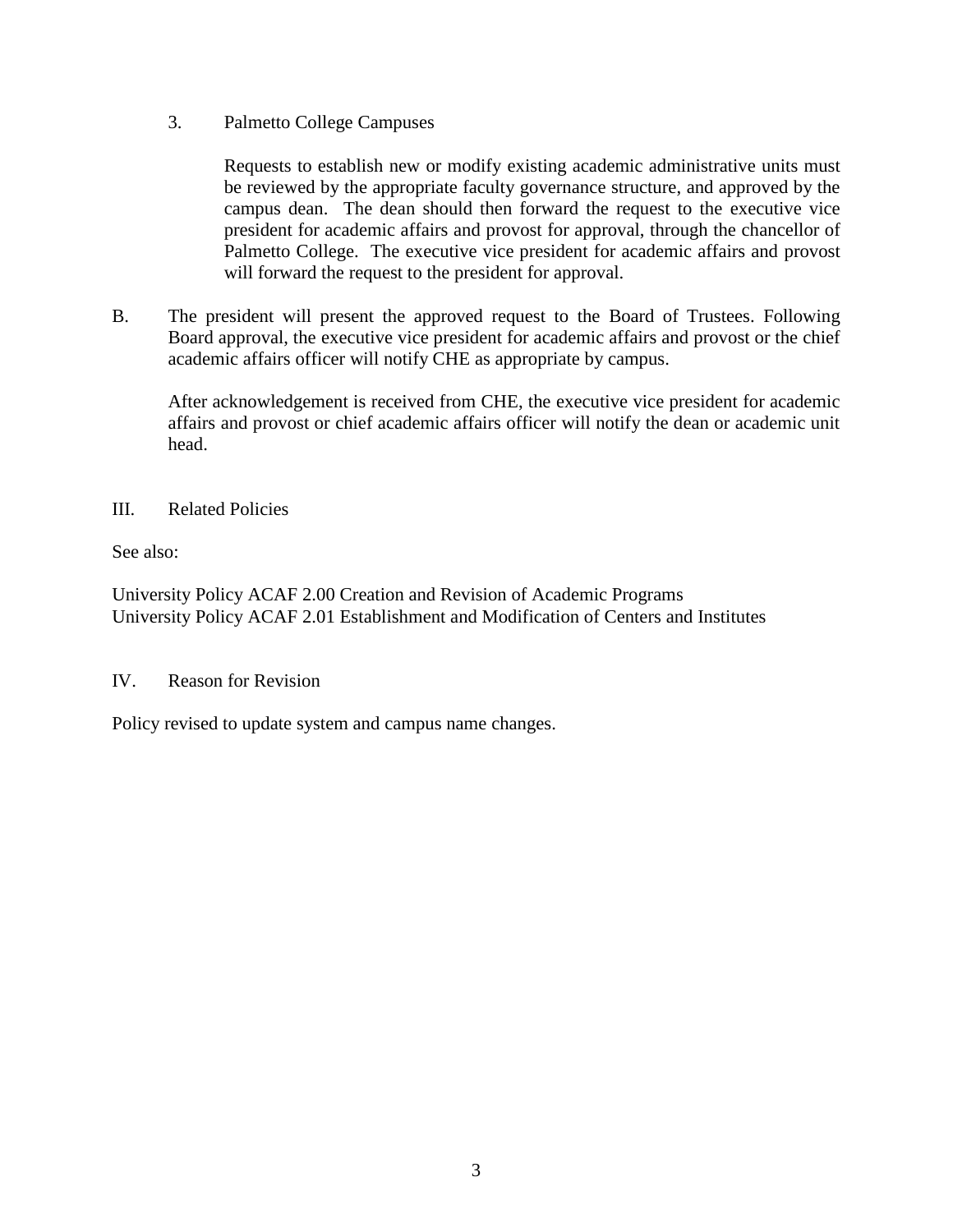3. Palmetto College Campuses

   Requests to establish new or modify existing academic administrative units must be reviewed by the appropriate faculty governance structure, and approved by the campus dean. The dean should then forward the request to the executive vice president for academic affairs and provost for approval, through the chancellor of Palmetto College. The executive vice president for academic affairs and provost will forward the request to the president for approval.

B. The president will present the approved request to the Board of Trustees. Following Board approval, the executive vice president for academic affairs and provost or the chief academic affairs officer will notify CHE as appropriate by campus.

   After acknowledgement is received from CHE, the executive vice president for academic affairs and provost or chief academic affairs officer will notify the dean or academic unit head.

## III. Related Policies

See also:

University Policy ACAF 2.00 Creation and Revision of Academic Programs
University Policy ACAF 2.01 Establishment and Modification of Centers and Institutes

## IV. Reason for Revision

Policy revised to update system and campus name changes.